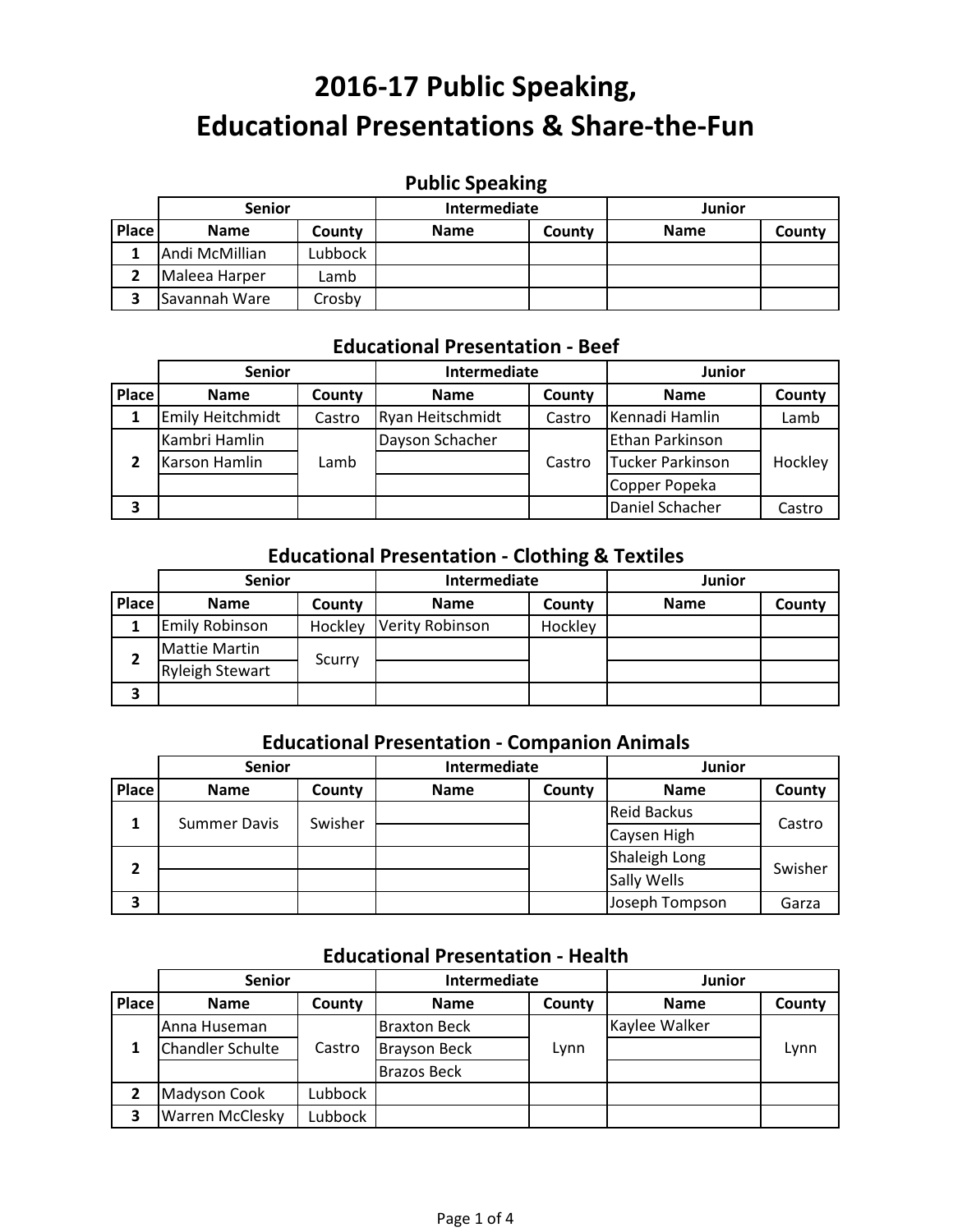# 2016-17 Public Speaking, Educational Presentations & Share-the-Fun

## Public Speaking

| | Senior | | Intermediate | | Junior | |
|---|---|---|---|---|---|---|
| Place | Name | County | Name | County | Name | County |
| 1 | Andi McMillian | Lubbock | | | | |
| 2 | Maleea Harper | Lamb | | | | |
| 3 | Savannah Ware | Crosby | | | | |

## Educational Presentation - Beef

| | Senior | | Intermediate | | Junior | |
|---|---|---|---|---|---|---|
| Place | Name | County | Name | County | Name | County |
| 1 | Emily Heitchmidt | Castro | Ryan Heitschmidt | Castro | Kennadi Hamlin | Lamb |
| 2 | Kambri Hamlin | Lamb | Dayson Schacher | Castro | Ethan Parkinson | Hockley |
| | Karson Hamlin | | | | Tucker Parkinson | |
| | | | | | Copper Popeka | |
| 3 | | | | | Daniel Schacher | Castro |

## Educational Presentation - Clothing & Textiles

| | Senior | | Intermediate | | Junior | |
|---|---|---|---|---|---|---|
| Place | Name | County | Name | County | Name | County |
| 1 | Emily Robinson | Hockley | Verity Robinson | Hockley | | |
| 2 | Mattie Martin | Scurry | | | | |
| | Ryleigh Stewart | | | | | |
| 3 | | | | | | |

## Educational Presentation - Companion Animals

| | Senior | | Intermediate | | Junior | |
|---|---|---|---|---|---|---|
| Place | Name | County | Name | County | Name | County |
| 1 | Summer Davis | Swisher | | | Reid Backus | Castro |
| | | | | | Caysen High | |
| 2 | | | | | Shaleigh Long | Swisher |
| | | | | | Sally Wells | |
| 3 | | | | | Joseph Tompson | Garza |

## Educational Presentation - Health

| | Senior | | Intermediate | | Junior | |
|---|---|---|---|---|---|---|
| Place | Name | County | Name | County | Name | County |
| 1 | Anna Huseman | Castro | Braxton Beck | Lynn | Kaylee Walker | Lynn |
| | Chandler Schulte | | Brayson Beck | | | |
| | | | Brazos Beck | | | |
| 2 | Madyson Cook | Lubbock | | | | |
| 3 | Warren McClesky | Lubbock | | | | |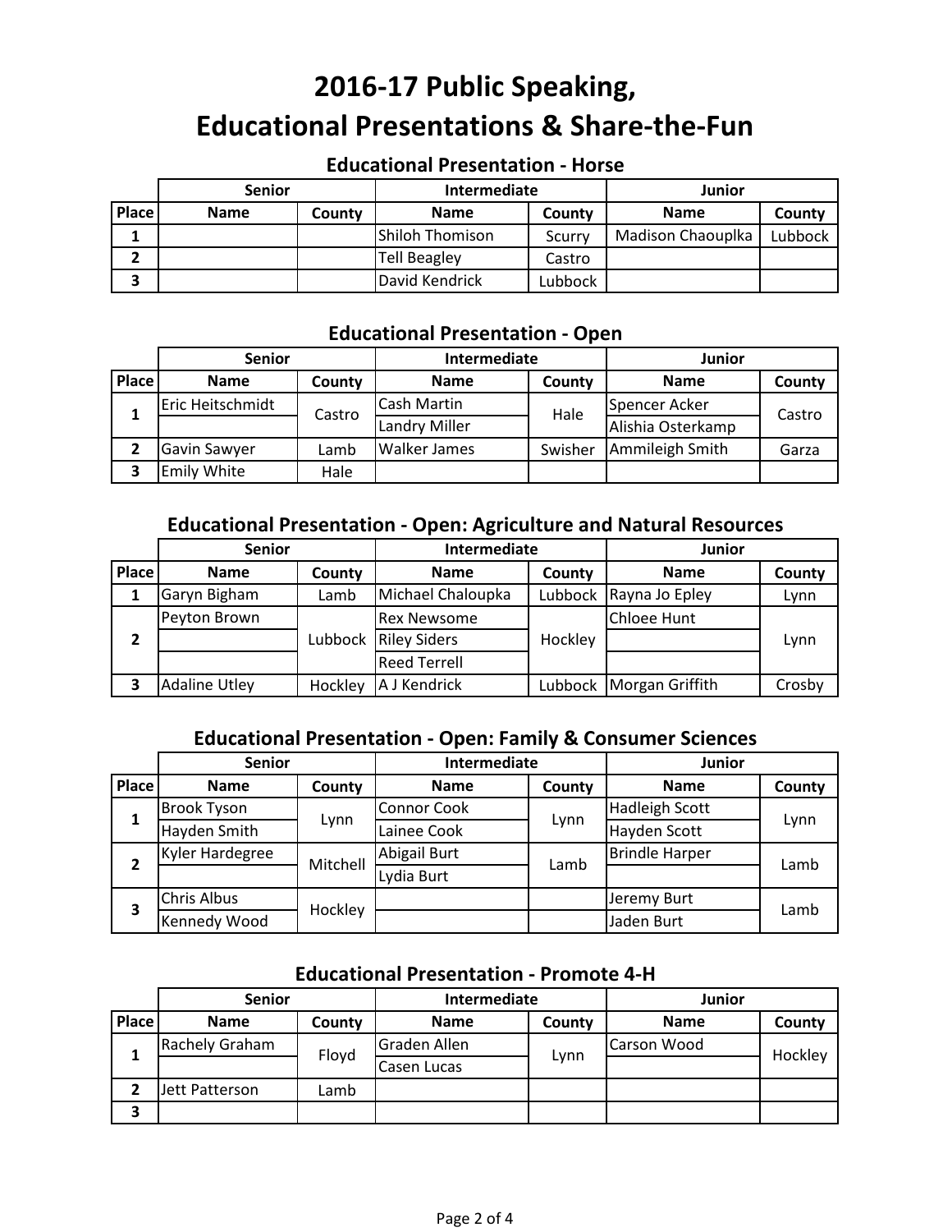# 2016-17 Public Speaking, Educational Presentations & Share-the-Fun

## Educational Presentation - Horse

| | Senior | | Intermediate | | Junior | |
|---|---|---|---|---|---|---|
| **Place** | **Name** | **County** | **Name** | **County** | **Name** | **County** |
| 1 | | | Shiloh Thomison | Scurry | Madison Chaouplka | Lubbock |
| 2 | | | Tell Beagley | Castro | | |
| 3 | | | David Kendrick | Lubbock | | |

## Educational Presentation - Open

| | Senior | | Intermediate | | Junior | |
|---|---|---|---|---|---|---|
| **Place** | **Name** | **County** | **Name** | **County** | **Name** | **County** |
| 1 | Eric Heitschmidt | Castro | Cash Martin | Hale | Spencer Acker | Castro |
| | | | Landry Miller | | Alishia Osterkamp | |
| 2 | Gavin Sawyer | Lamb | Walker James | Swisher | Ammileigh Smith | Garza |
| 3 | Emily White | Hale | | | | |

## Educational Presentation - Open: Agriculture and Natural Resources

| | Senior | | Intermediate | | Junior | |
|---|---|---|---|---|---|---|
| **Place** | **Name** | **County** | **Name** | **County** | **Name** | **County** |
| 1 | Garyn Bigham | Lamb | Michael Chaloupka | Lubbock | Rayna Jo Epley | Lynn |
| 2 | Peyton Brown | Lubbock | Rex Newsome | Hockley | Chloee Hunt | Lynn |
| | | | Riley Siders | | | |
| | | | Reed Terrell | | | |
| 3 | Adaline Utley | Hockley | A J Kendrick | Lubbock | Morgan Griffith | Crosby |

## Educational Presentation - Open: Family & Consumer Sciences

| | Senior | | Intermediate | | Junior | |
|---|---|---|---|---|---|---|
| **Place** | **Name** | **County** | **Name** | **County** | **Name** | **County** |
| 1 | Brook Tyson | Lynn | Connor Cook | Lynn | Hadleigh Scott | Lynn |
| | Hayden Smith | | Lainee Cook | | Hayden Scott | |
| 2 | Kyler Hardegree | Mitchell | Abigail Burt | Lamb | Brindle Harper | Lamb |
| | | | Lydia Burt | | | |
| 3 | Chris Albus | Hockley | | | Jeremy Burt | Lamb |
| | Kennedy Wood | | | | Jaden Burt | |

## Educational Presentation - Promote 4-H

| | Senior | | Intermediate | | Junior | |
|---|---|---|---|---|---|---|
| **Place** | **Name** | **County** | **Name** | **County** | **Name** | **County** |
| 1 | Rachely Graham | Floyd | Graden Allen | Lynn | Carson Wood | Hockley |
| | | | Casen Lucas | | | |
| 2 | Jett Patterson | Lamb | | | | |
| 3 | | | | | | |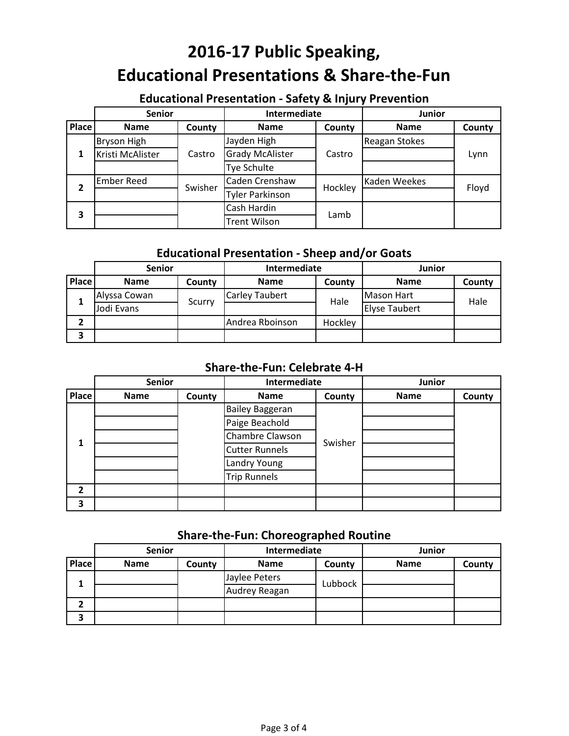# 2016-17 Public Speaking, Educational Presentations & Share-the-Fun

## Educational Presentation - Safety & Injury Prevention

| | Senior | | Intermediate | | Junior | |
|---|---|---|---|---|---|---|
| Place | Name | County | Name | County | Name | County |
| 1 | Bryson High | Castro | Jayden High | Castro | Reagan Stokes | Lynn |
| | Kristi McAlister | | Grady McAlister | | | |
| | | | Tye Schulte | | | |
| 2 | Ember Reed | Swisher | Caden Crenshaw | Hockley | Kaden Weekes | Floyd |
| | | | Tyler Parkinson | | | |
| 3 | | | Cash Hardin | Lamb | | |
| | | | Trent Wilson | | | |

## Educational Presentation - Sheep and/or Goats

| | Senior | | Intermediate | | Junior | |
|---|---|---|---|---|---|---|
| Place | Name | County | Name | County | Name | County |
| 1 | Alyssa Cowan | Scurry | Carley Taubert | Hale | Mason Hart | Hale |
| | Jodi Evans | | | | Elyse Taubert | |
| 2 | | | Andrea Rboinson | Hockley | | |
| 3 | | | | | | |

## Share-the-Fun: Celebrate 4-H

| | Senior | | Intermediate | | Junior | |
|---|---|---|---|---|---|---|
| Place | Name | County | Name | County | Name | County |
| 1 | | | Bailey Baggeran | Swisher | | |
| | | | Paige Beachold | | | |
| | | | Chambre Clawson | | | |
| | | | Cutter Runnels | | | |
| | | | Landry Young | | | |
| | | | Trip Runnels | | | |
| 2 | | | | | | |
| 3 | | | | | | |

## Share-the-Fun: Choreographed Routine

| | Senior | | Intermediate | | Junior | |
|---|---|---|---|---|---|---|
| Place | Name | County | Name | County | Name | County |
| 1 | | | Jaylee Peters | Lubbock | | |
| | | | Audrey Reagan | | | |
| 2 | | | | | | |
| 3 | | | | | | |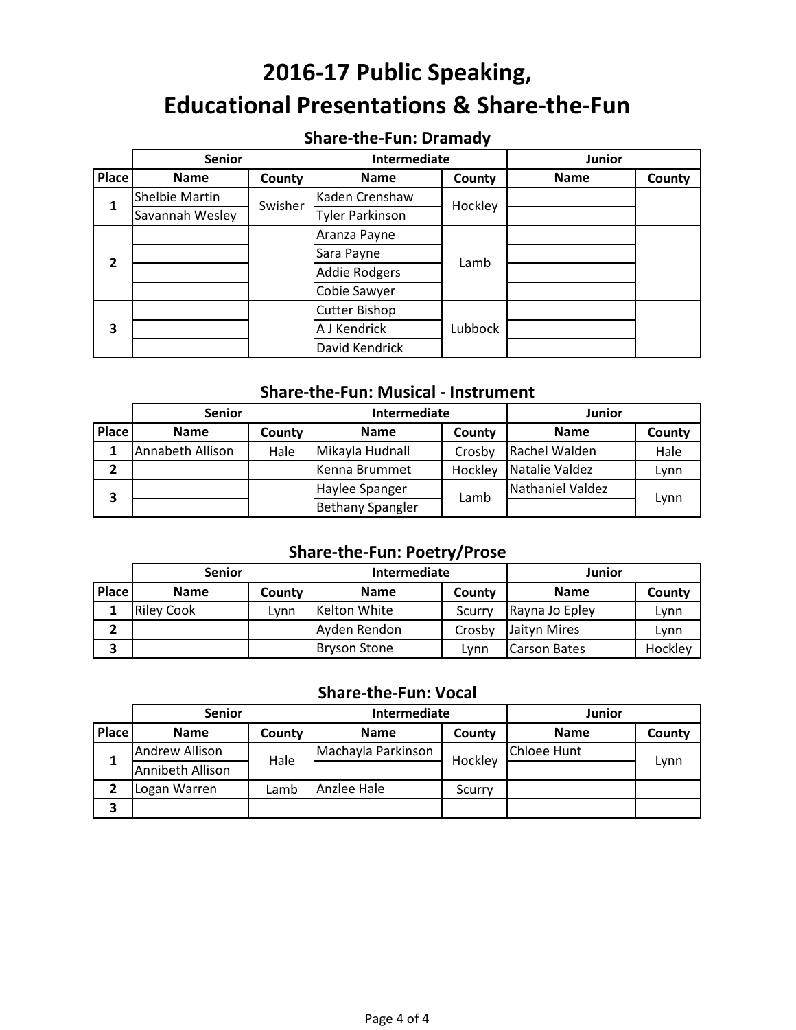# 2016-17 Public Speaking, Educational Presentations & Share-the-Fun

## Share-the-Fun: Dramady

| | Senior | | Intermediate | | Junior | |
|---|---|---|---|---|---|---|
| Place | Name | County | Name | County | Name | County |
| 1 | Shelbie Martin | Swisher | Kaden Crenshaw | Hockley | | |
| | Savannah Wesley | | Tyler Parkinson | | | |
| 2 | | | Aranza Payne | Lamb | | |
| | | | Sara Payne | | | |
| | | | Addie Rodgers | | | |
| | | | Cobie Sawyer | | | |
| 3 | | | Cutter Bishop | Lubbock | | |
| | | | A J Kendrick | | | |
| | | | David Kendrick | | | |

## Share-the-Fun: Musical - Instrument

| | Senior | | Intermediate | | Junior | |
|---|---|---|---|---|---|---|
| Place | Name | County | Name | County | Name | County |
| 1 | Annabeth Allison | Hale | Mikayla Hudnall | Crosby | Rachel Walden | Hale |
| 2 | | | Kenna Brummet | Hockley | Natalie Valdez | Lynn |
| 3 | | | Haylee Spanger | Lamb | Nathaniel Valdez | Lynn |
| | | | Bethany Spangler | | | |

## Share-the-Fun: Poetry/Prose

| | Senior | | Intermediate | | Junior | |
|---|---|---|---|---|---|---|
| Place | Name | County | Name | County | Name | County |
| 1 | Riley Cook | Lynn | Kelton White | Scurry | Rayna Jo Epley | Lynn |
| 2 | | | Ayden Rendon | Crosby | Jaityn Mires | Lynn |
| 3 | | | Bryson Stone | Lynn | Carson Bates | Hockley |

## Share-the-Fun: Vocal

| | Senior | | Intermediate | | Junior | |
|---|---|---|---|---|---|---|
| Place | Name | County | Name | County | Name | County |
| 1 | Andrew Allison | Hale | Machayla Parkinson | Hockley | Chloee Hunt | Lynn |
| | Annibeth Allison | | | | | |
| 2 | Logan Warren | Lamb | Anzlee Hale | Scurry | | |
| 3 | | | | | | |